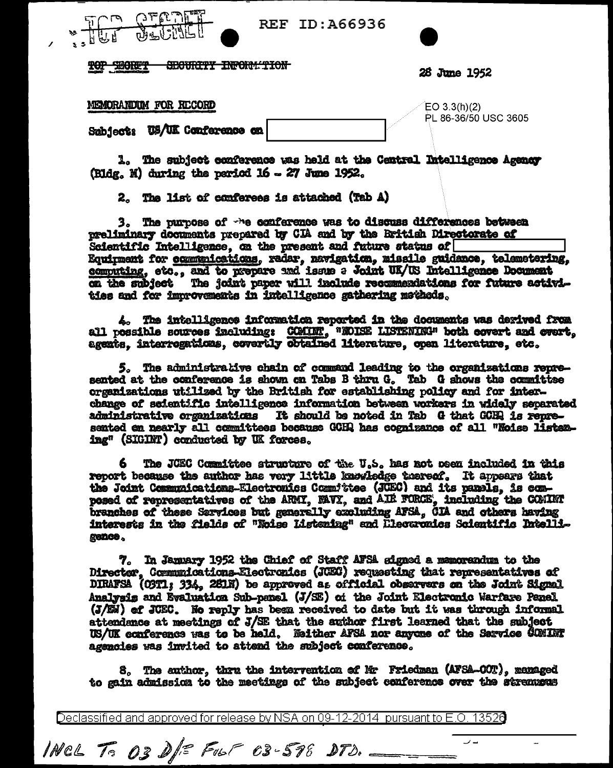TOP SECRET

REF ID:A66936

~~TOP SECRET SECURITY INFORMATION~~

28 June 1952

MEMORANDUM FOR RECORD

EO 3.3(h)(2)
PL 86-36/50 USC 3605

Subject: US/UK Conference on [REDACTED]

1. The subject conference was held at the Central Intelligence Agency (Bldg. M) during the period 16 - 27 June 1952.

2. The list of conferees is attached (Tab A)

3. The purpose of the conference was to discuss differences between preliminary documents prepared by CIA and by the British Directorate of Scientific Intelligence, on the present and future status of [REDACTED] Equipment for communications, radar, navigation, missile guidance, telemetering, computing, etc., and to prepare and issue a Joint UK/US Intelligence Document on the subject The joint paper will include recommendations for future activities and for improvements in intelligence gathering methods.

4. The intelligence information reported in the documents was derived from all possible sources including: COMINT, "NOISE LISTENING" both covert and overt, agents, interrogations, covertly obtained literature, open literature, etc.

5. The administrative chain of command leading to the organizations represented at the conference is shown on Tabs B thru G. Tab G shows the committee organizations utilized by the British for establishing policy and for interchange of scientific intelligence information between workers in widely separated administrative organizations It should be noted in Tab G that GCHQ is represented on nearly all committees because GCHQ has cognizance of all "Noise listening" (SIGINT) conducted by UK forces.

6 The JCEC Committee structure of the U.S. has not been included in this report because the author has very little knowledge thereof. It appears that the Joint Communications-Electronics Committee (JCEC) and its panels, is composed of representatives of the ARMY, NAVY, and AIR FORCE, including the COMINT branches of these Services but generally excluding AFSA, CIA and others having interests in the fields of "Noise Listening" and Electronics Scientific Intelligence.

7. In January 1952 the Chief of Staff AFSA signed a memorandum to the Director, Communications-Electronics (JCEC) requesting that representatives of DIRAFSA (03T1; 334, 281N) be approved as official observers on the Joint Signal Analysis and Evaluation Sub-panel (J/SE) of the Joint Electronic Warfare Panel (J/EW) of JCEC. No reply has been received to date but it was through informal attendance at meetings of J/SE that the author first learned that the subject US/UK conference was to be held. Neither AFSA nor anyone of the Service COMINT agencies was invited to attend the subject conference.

8. The author, thru the intervention of Mr Friedman (AFSA-00T), managed to gain admission to the meetings of the subject conference over the strenuous

Declassified and approved for release by NSA on 09-12-2014 pursuant to E.O. 13526

INCL TO 03 D/F FILE 03-598 DTD. ______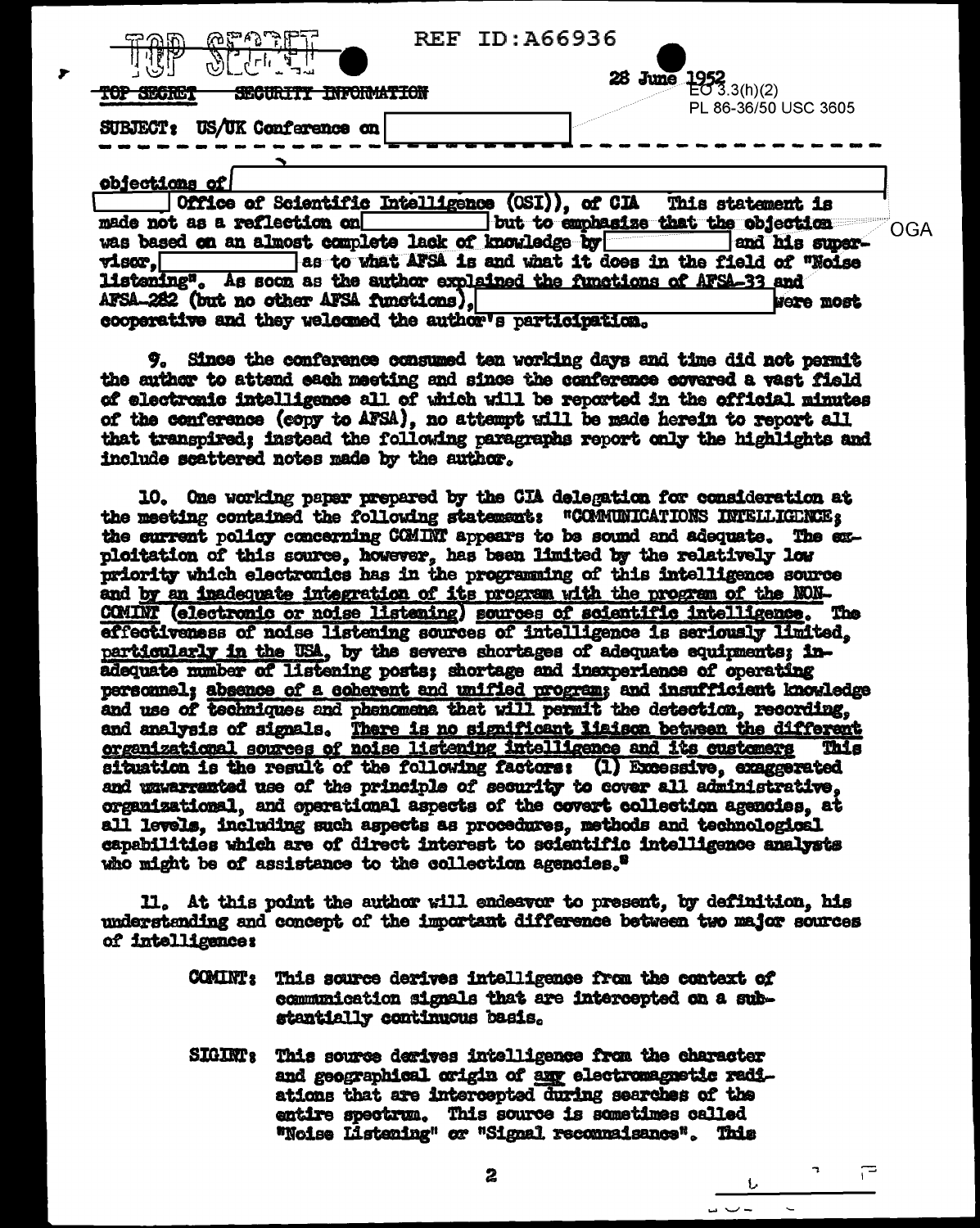TOP SECRET SECURITY INFORMATION

REF ID:A66936

28 June 1952

EO 3.3(h)(2)
PL 86-36/50 USC 3605

SUBJECT: US/UK Conference on [redacted]

objections of [redacted] Office of Scientific Intelligence (OSI)), of CIA This statement is made not as a reflection on [redacted] but to emphasize that the objection was based on an almost complete lack of knowledge by [redacted] and his supervisor, [redacted] as to what AFSA is and what it does in the field of "Noise listening". As soon as the author explained the functions of AFSA-33 and AFSA-282 (but no other AFSA functions), [redacted] were most cooperative and they welcomed the author's participation.

OGA

9. Since the conference consumed ten working days and time did not permit the author to attend each meeting and since the conference covered a vast field of electronic intelligence all of which will be reported in the official minutes of the conference (copy to AFSA), no attempt will be made herein to report all that transpired; instead the following paragraphs report only the highlights and include scattered notes made by the author.

10. One working paper prepared by the CIA delegation for consideration at the meeting contained the following statement: "COMMUNICATIONS INTELLIGENCE; the current policy concerning COMINT appears to be sound and adequate. The exploitation of this source, however, has been limited by the relatively low priority which electronics has in the programming of this intelligence source and by an inadequate integration of its program with the program of the NON-COMINT (electronic or noise listening) sources of scientific intelligence. The effectiveness of noise listening sources of intelligence is seriously limited, particularly in the USA, by the severe shortages of adequate equipments; inadequate number of listening posts; shortage and inexperience of operating personnel; absence of a coherent and unified program; and insufficient knowledge and use of techniques and phenomena that will permit the detection, recording, and analysis of signals. There is no significant liaison between the different organizational sources of noise listening intelligence and its customers This situation is the result of the following factors: (1) Excessive, exaggerated and unwarranted use of the principle of security to cover all administrative, organizational, and operational aspects of the covert collection agencies, at all levels, including such aspects as procedures, methods and technological capabilities which are of direct interest to scientific intelligence analysts who might be of assistance to the collection agencies."

11. At this point the author will endeavor to present, by definition, his understanding and concept of the important difference between two major sources of intelligence:

COMINT: This source derives intelligence from the context of communication signals that are intercepted on a substantially continuous basis.

SIGINT: This source derives intelligence from the character and geographical origin of any electromagnetic radiations that are intercepted during searches of the entire spectrum. This source is sometimes called "Noise Listening" or "Signal reconnaissance". This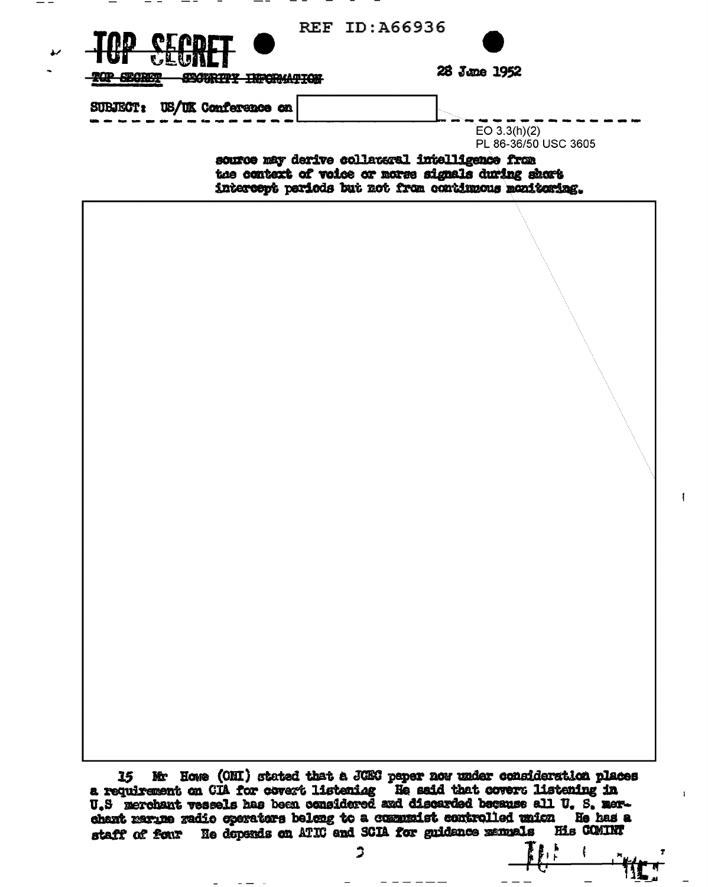TOP SECRET

TOP SECRET SECURITY INFORMATION

28 June 1952

SUBJECT: US/UK Conference on [redacted]

EO 3.3(h)(2)
PL 86-36/50 USC 3605

source may derive collateral intelligence from the context of voice or morse signals during short intercept periods but not from continuous monitoring.

[redacted]

15 Mr Howe (ONI) stated that a JCEC paper now under consideration places a requirement on CIA for covert listening He said that covert listening in U.S merchant vessels has been considered and discarded because all U. S. merchant marine radio operators belong to a communist controlled union He has a staff of four He depends on ATIC and SCIA for guidance manuals His COMINT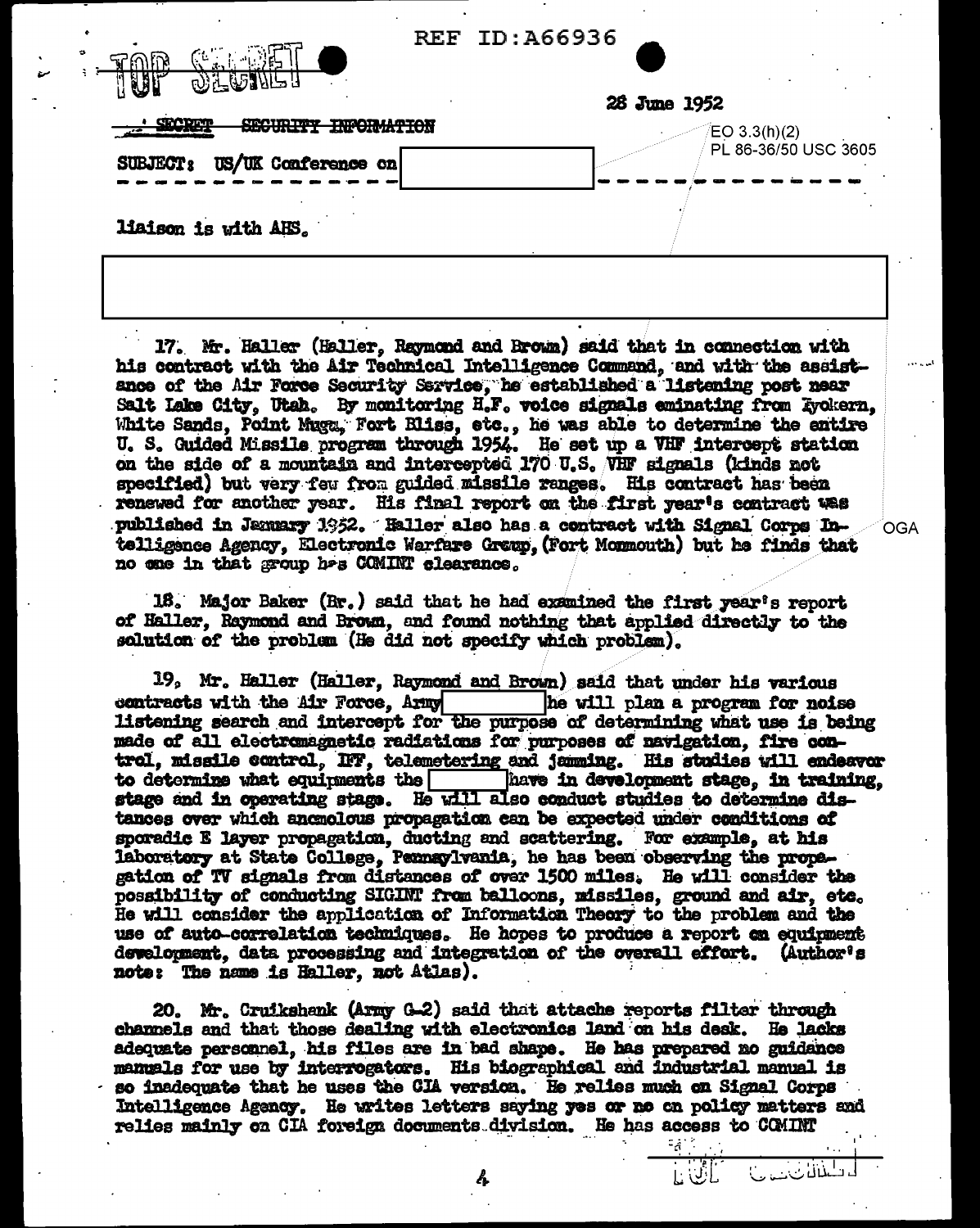REF ID:A66936

TOP SECRET

28 June 1952

~~SECRET SECURITY INFORMATION~~

EO 3.3(h)(2)
PL 86-36/50 USC 3605

SUBJECT: US/UK Conference on [redacted]

liaison is with AHS.

[redacted]

17. Mr. Haller (Haller, Raymond and Brown) said that in connection with his contract with the Air Technical Intelligence Command, and with the assistance of the Air Force Security Service, he established a listening post near Salt Lake City, Utah. By monitoring H.F. voice signals eminating from Inyokern, White Sands, Point Mugu, Fort Bliss, etc., he was able to determine the entire U. S. Guided Missile program through 1954. He set up a VHF intercept station on the side of a mountain and intercepted 170 U.S. VHF signals (kinds not specified) but very few from guided missile ranges. His contract has been renewed for another year. His final report on the first year's contract was published in January 1952. Haller also has a contract with Signal Corps Intelligence Agency, Electronic Warfare Group, (Fort Monmouth) but he finds that no one in that group has COMINT clearance.

OGA

18. Major Baker (Br.) said that he had examined the first year's report of Haller, Raymond and Brown, and found nothing that applied directly to the solution of the problem (He did not specify which problem).

19. Mr. Haller (Haller, Raymond and Brown) said that under his various contracts with the Air Force, Army [redacted] he will plan a program for noise listening search and intercept for the purpose of determining what use is being made of all electromagnetic radiations for purposes of navigation, fire control, missile control, IFF, telemetering and jamming. His studies will endeavor to determine what equipments the [redacted] have in development stage, in training stage and in operating stage. He will also conduct studies to determine distances over which anomolous propagation can be expected under conditions of sporadic E layer propagation, ducting and scattering. For example, at his laboratory at State College, Pennsylvania, he has been observing the propagation of TV signals from distances of over 1500 miles. He will consider the possibility of conducting SIGINT from balloons, missiles, ground and air, etc. He will consider the application of Information Theory to the problem and the use of auto-correlation techniques. He hopes to produce a report on equipment development, data processing and integration of the overall effort. (Author's note: The name is Haller, not Atlas).

20. Mr. Cruikshank (Army G-2) said that attache reports filter through channels and that those dealing with electronics land on his desk. He lacks adequate personnel, his files are in bad shape. He has prepared no guidance manuals for use by interrogators. His biographical and industrial manual is so inadequate that he uses the CIA version. He relies much on Signal Corps Intelligence Agency. He writes letters saying yes or no on policy matters and relies mainly on CIA foreign documents division. He has access to COMINT

TOP SECRET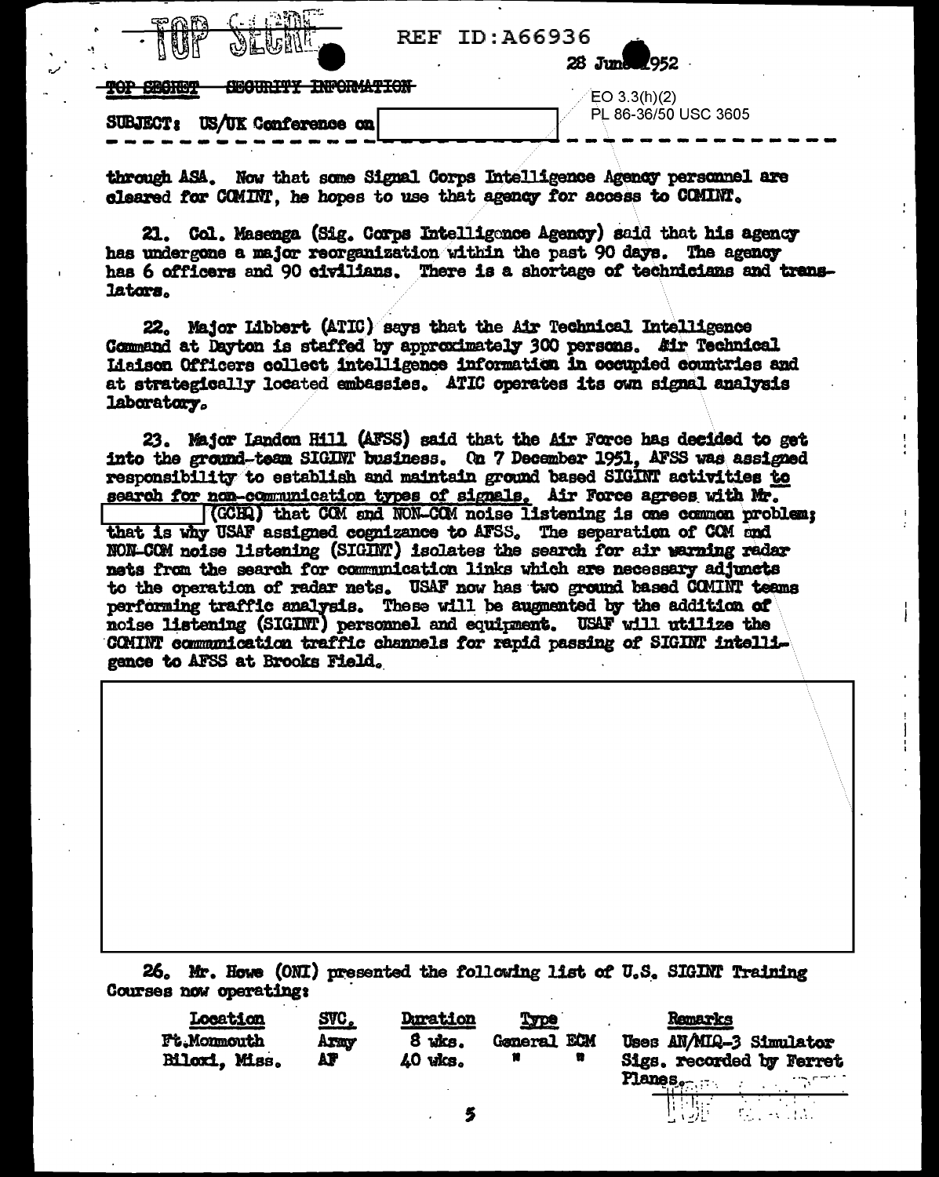TOP SECRET

REF ID:A66936

28 June 1952

~~TOP SECRET SECURITY INFORMATION~~

EO 3.3(h)(2)
PL 86-36/50 USC 3605

SUBJECT: US/UK Conference on [redacted]

---

through ASA. Now that some Signal Corps Intelligence Agency personnel are cleared for COMINT, he hopes to use that agency for access to COMINT.

21. Col. Masenga (Sig. Corps Intelligence Agency) said that his agency has undergone a major reorganization within the past 90 days. The agency has 6 officers and 90 civilians. There is a shortage of technicians and translators.

22. Major Libbert (ATIC) says that the Air Technical Intelligence Command at Dayton is staffed by approximately 300 persons. Air Technical Liaison Officers collect intelligence information in occupied countries and at strategically located embassies. ATIC operates its own signal analysis laboratory.

23. Major Landon Hill (AFSS) said that the Air Force has decided to get into the ground-team SIGINT business. On 7 December 1951, AFSS was assigned responsibility to establish and maintain ground based SIGINT activities to search for non-communication types of signals. Air Force agrees with Mr. [redacted] (GCHQ) that COM and NON-COM noise listening is one common problem; that is why USAF assigned cognizance to AFSS. The separation of COM and NON-COM noise listening (SIGINT) isolates the search for air warning radar nets from the search for communication links which are necessary adjuncts to the operation of radar nets. USAF now has two ground based COMINT teams performing traffic analysis. These will be augmented by the addition of noise listening (SIGINT) personnel and equipment. USAF will utilize the COMINT communication traffic channels for rapid passing of SIGINT intelligence to AFSS at Brooks Field.

[redacted]

26. Mr. Howe (ONI) presented the following list of U.S. SIGINT Training Courses now operating:

| Location | SVC. | Duration | Type | Remarks |
|---|---|---|---|---|
| Ft. Monmouth | Army | 8 wks. | General ECM | Uses AN/MIQ-3 Simulator |
| Biloxi, Miss. | AF | 40 wks. | " " | Sigs. recorded by Ferret Planes. |

TOP SECRET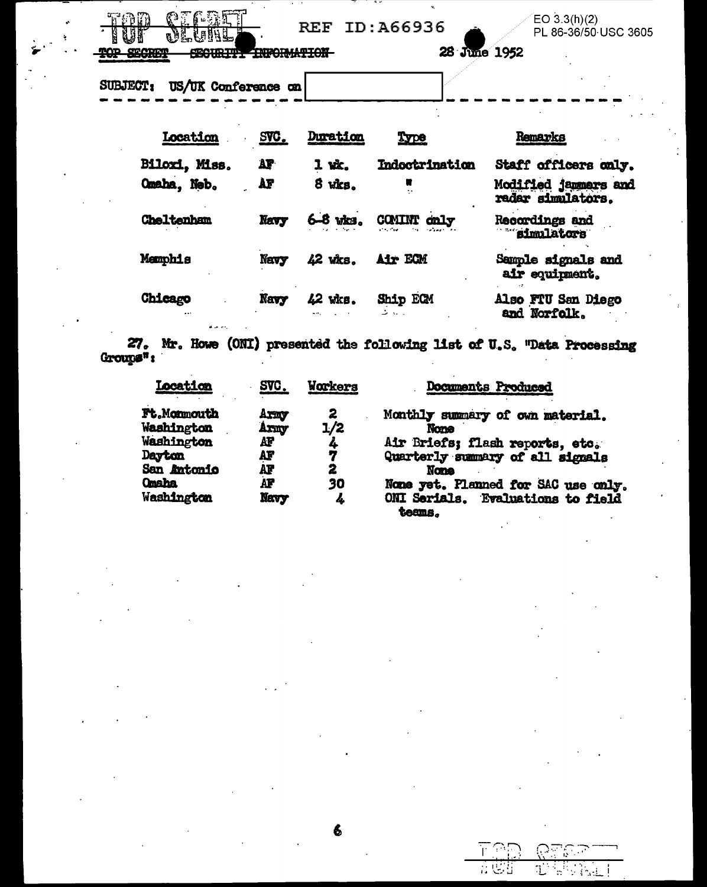TOP SECRET

TOP SECRET SECURITY INFORMATION

REF ID:A66936

EO 3.3(h)(2)
PL 86-36/50 USC 3605

28 June 1952

SUBJECT: US/UK Conference on [REDACTED]

| Location | SVC. | Duration | Type | Remarks |
|---|---|---|---|---|
| Biloxi, Miss. | AF | 1 wk. | Indoctrination | Staff officers only. |
| Omaha, Neb. | AF | 8 wks. | " | Modified jammers and radar simulators. |
| Cheltenham | Navy | 6-8 wks. | COMINT only | Recordings and simulators |
| Memphis | Navy | 42 wks. | Air ECM | Sample signals and air equipment. |
| Chicago | Navy | 42 wks. | Ship ECM | Also FTU San Diego and Norfolk. |

27. Mr. Howe (ONI) presented the following list of U.S. "Data Processing Groups":

| Location | SVC. | Workers | Documents Produced |
|---|---|---|---|
| Ft.Monmouth | Army | 2 | Monthly summary of own material. |
| Washington | Army | 1/2 | None |
| Washington | AF | 4 | Air Briefs; flash reports, etc. |
| Dayton | AF | 7 | Quarterly summary of all signals |
| San Antonio | AF | 2 | None |
| Omaha | AF | 30 | None yet. Planned for SAC use only. |
| Washington | Navy | 4 | ONI Serials. Evaluations to field teams. |

TOP SECRET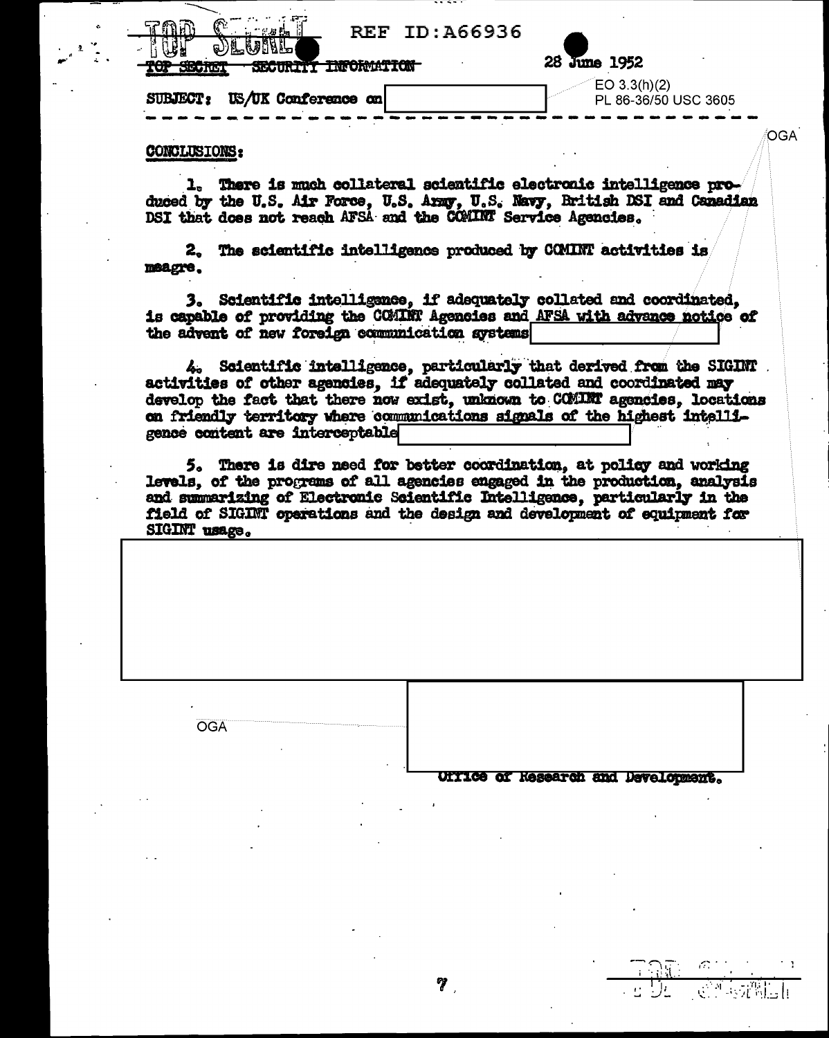TOP SECRET REF ID:A66936

~~TOP SECRET SECURITY INFORMATION~~

28 June 1952

SUBJECT: US/UK Conference on [redacted]

EO 3.3(h)(2)
PL 86-36/50 USC 3605

OGA

**CONCLUSIONS:**

1. There is much collateral scientific electronic intelligence produced by the U.S. Air Force, U.S. Army, U.S. Navy, British DSI and Canadian DSI that does not reach AFSA and the COMINT Service Agencies.

2. The scientific intelligence produced by COMINT activities is meagre.

3. Scientific intelligence, if adequately collated and coordinated, is capable of providing the COMINT Agencies and AFSA with advance notice of the advent of new foreign communication systems [redacted]

4. Scientific intelligence, particularly that derived from the SIGINT activities of other agencies, if adequately collated and coordinated may develop the fact that there now exist, unknown to COMINT agencies, locations on friendly territory where communications signals of the highest intelligence content are interceptable [redacted]

5. There is dire need for better coordination, at policy and working levels, of the programs of all agencies engaged in the production, analysis and summarizing of Electronic Scientific Intelligence, particularly in the field of SIGINT operations and the design and development of equipment for SIGINT usage.

[redacted]

OGA

[redacted]

Office of Research and Development.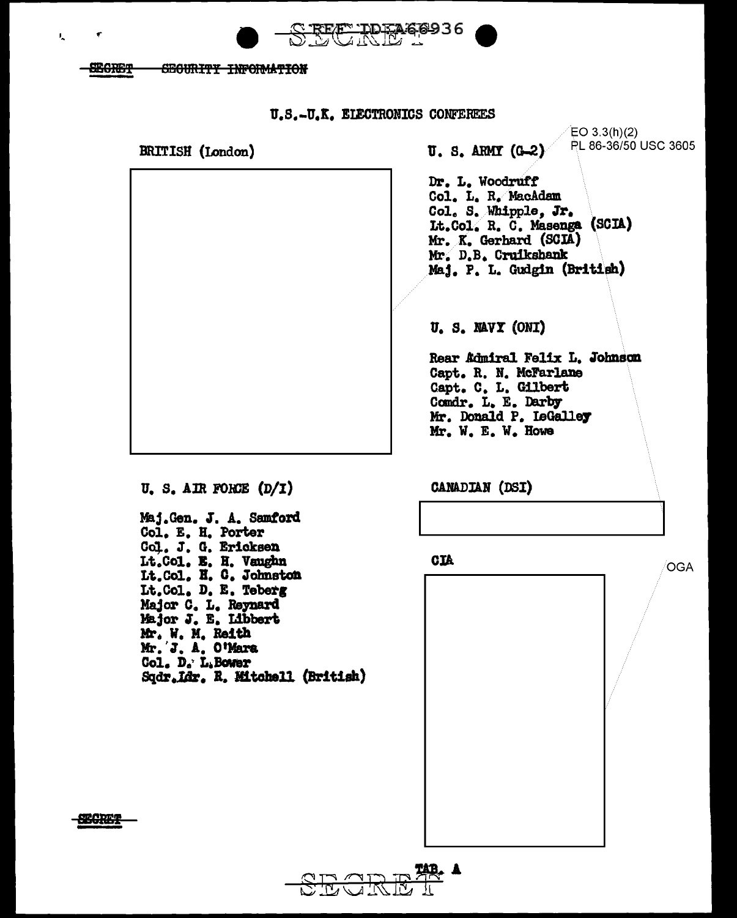SECRET REF ID:A66936

~~SECRET~~ ~~SECURITY INFORMATION~~

## U.S.-U.K. ELECTRONICS CONFEREES

EO 3.3(h)(2)
PL 86-36/50 USC 3605

**BRITISH (London)**

**U. S. ARMY (G-2)**

Dr. L. Woodruff
Col. L. R. MacAdam
Col. S. Whipple, Jr.
Lt.Col. R. C. Masenga (SCIA)
Mr. K. Gerhard (SCIA)
Mr. D.B. Cruikshank
Maj. P. L. Gudgin (British)

**U. S. NAVY (ONI)**

Rear Admiral Felix L. Johnson
Capt. R. N. McFarlane
Capt. C. L. Gilbert
Comdr. L. E. Darby
Mr. Donald P. LeGalley
Mr. W. E. W. Howe

**U. S. AIR FORCE (D/I)**

Maj.Gen. J. A. Samford
Col. E. H. Porter
Col. J. G. Ericksen
Lt.Col. E. H. Vaughn
Lt.Col. H. C. Johnston
Lt.Col. D. E. Teberg
Major C. L. Reynard
Major J. E. Libbert
Mr. W. M. Reith
Mr. J. A. O'Mara
Col. D. L. Bower
Sqdr.Ldr. R. Mitchell (British)

**CANADIAN (DSI)**

**CIA**

OGA

~~SECRET~~

TAB. A

SECRET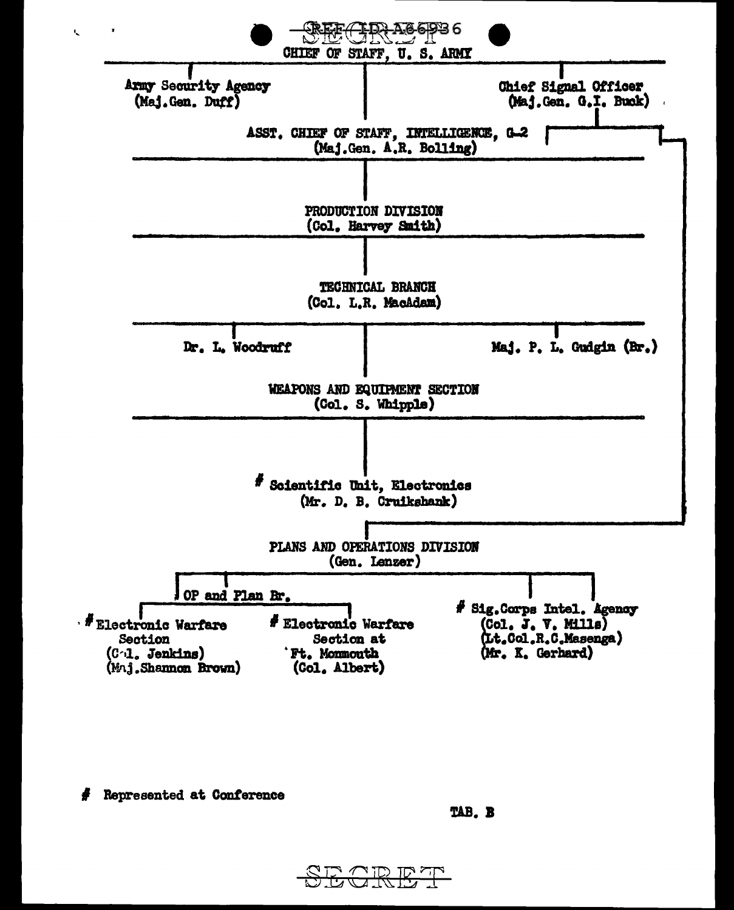SECRET REF ID:A66936

CHIEF OF STAFF, U. S. ARMY

Army Security Agency
(Maj.Gen. Duff)

Chief Signal Officer
(Maj.Gen. G.I. Back)

ASST. CHIEF OF STAFF, INTELLIGENCE, G-2
(Maj.Gen. A.R. Bolling)

PRODUCTION DIVISION
(Col. Harvey Smith)

TECHNICAL BRANCH
(Col. L.R. MacAdam)

Dr. L. Woodruff

Maj. P. L. Gudgin (Br.)

WEAPONS AND EQUIPMENT SECTION
(Col. S. Whipple)

# Scientific Unit, Electronics
(Mr. D. B. Cruikshank)

PLANS AND OPERATIONS DIVISION
(Gen. Lenzer)

OP and Plan Br.

# Electronic Warfare Section
(Col. Jenkins)
(Maj.Shannon Brown)

# Electronic Warfare Section at Ft. Monmouth
(Col. Albert)

# Sig.Corps Intel. Agency
(Col. J. V. Mills)
(Lt.Col.R.C.Masenga)
(Mr. K. Gerhard)

# Represented at Conference

TAB. B

SECRET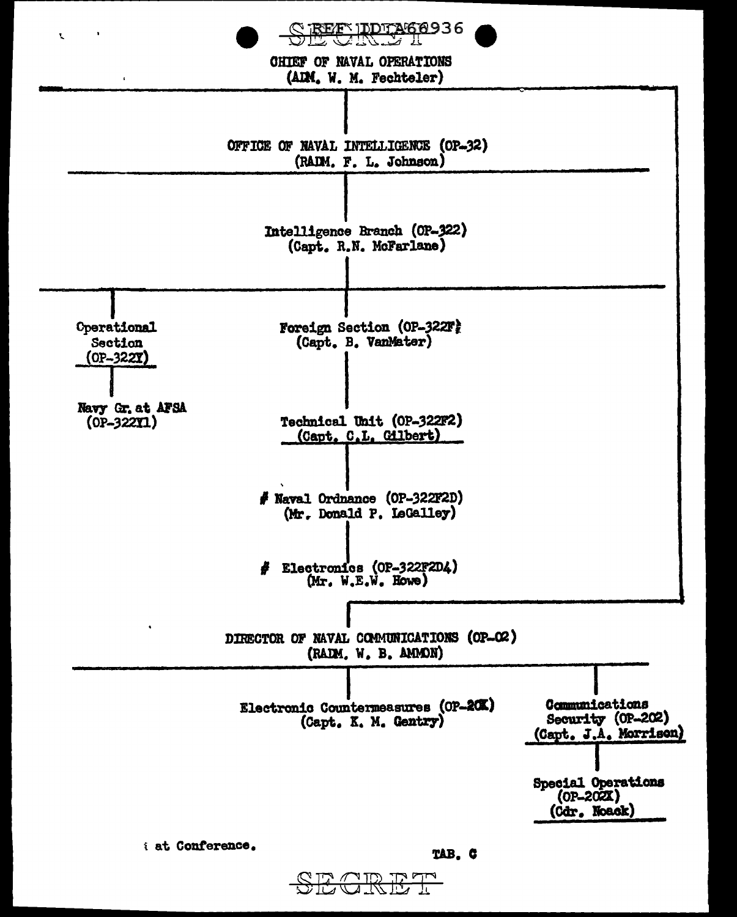SECRET REF ID:A66936

CHIEF OF NAVAL OPERATIONS
(ADM. W. M. Fechteler)

OFFICE OF NAVAL INTELLIGENCE (OP-32)
(RADM. F. L. Johnson)

Intelligence Branch (OP-322)
(Capt. R.N. McFarlane)

Operational Section (OP-322Y)

- Navy Gr. at AFSA (OP-322Y1)

Foreign Section (OP-322F)
(Capt. B. VanMater)

- Technical Unit (OP-322F2)
(Capt. C.L. Gilbert)
  - # Naval Ordnance (OP-322F2D)
(Mr. Donald P. LeGalley)
    - # Electronics (OP-322F2D4)
(Mr. W.E.W. Howe)

DIRECTOR OF NAVAL COMMUNICATIONS (OP-02)
(RADM. W. B. AMMON)

- Electronic Countermeasures (OP-20X)
(Capt. K. M. Gentry)
- Communications Security (OP-202)
(Capt. J.A. Morrison)
  - Special Operations (OP-202X)
(Cdr. Noack)

# at Conference.

TAB. C

SECRET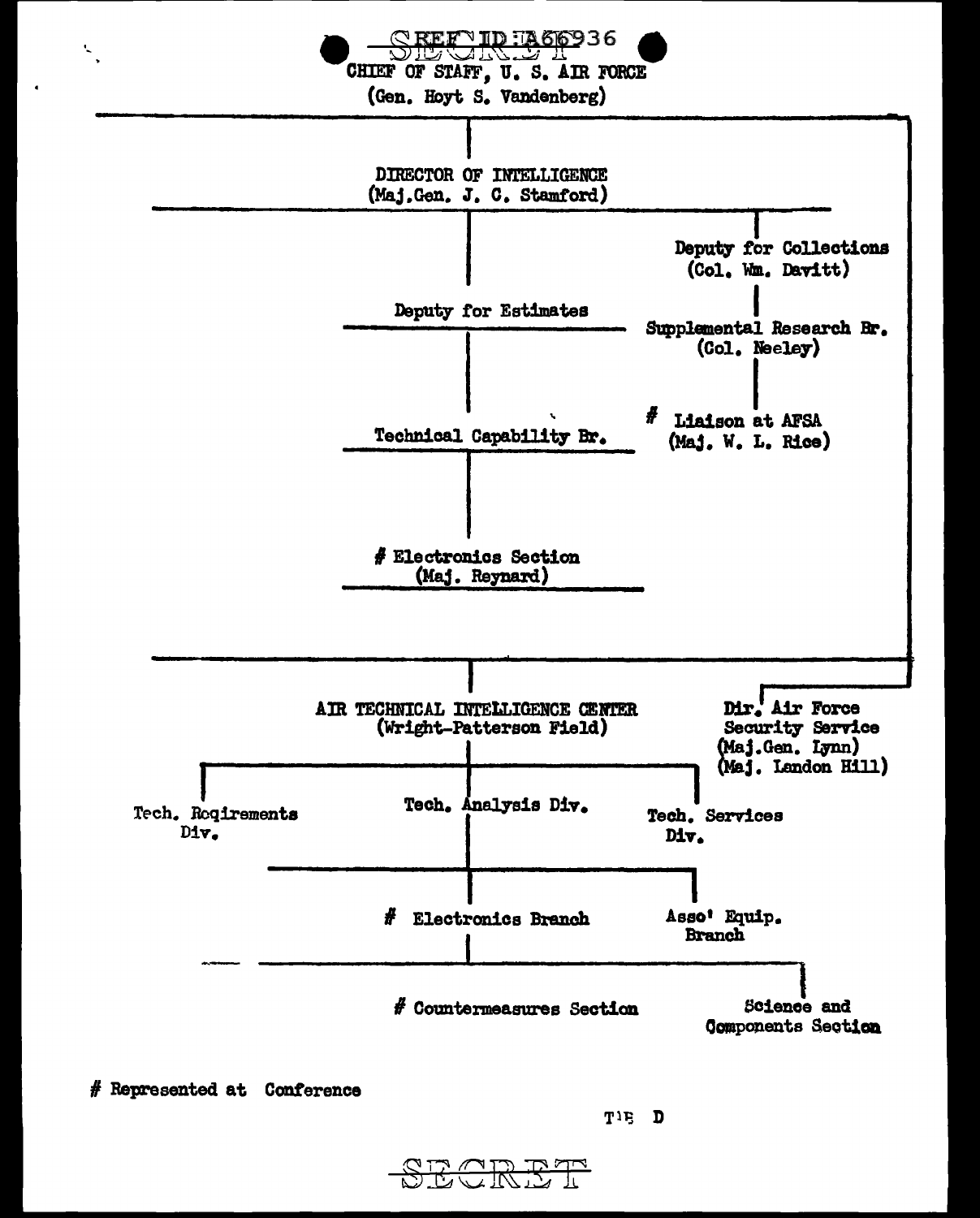SECRET

REF ID:A66936

CHIEF OF STAFF, U. S. AIR FORCE
(Gen. Hoyt S. Vandenberg)

- DIRECTOR OF INTELLIGENCE
  (Maj.Gen. J. C. Stamford)
  - Deputy for Estimates
    - Technical Capability Br.
      - # Electronics Section
        (Maj. Reynard)
  - Deputy for Collections
    (Col. Wm. Davitt)
    - Supplemental Research Br.
      (Col. Neeley)
      - # Liaison at AFSA
        (Maj. W. L. Rice)
- AIR TECHNICAL INTELLIGENCE CENTER
  (Wright-Patterson Field)
  - Tech. Rcqirements Div.
  - Tech. Analysis Div.
    - # Electronics Branch
      - # Countermeasures Section
      - Science and Components Section
    - Asso' Equip. Branch
  - Tech. Services Div.
- Dir. Air Force Security Service
  (Maj.Gen. Lynn)
  (Maj. Landon Hill)

# Represented at Conference

T'E D

SECRET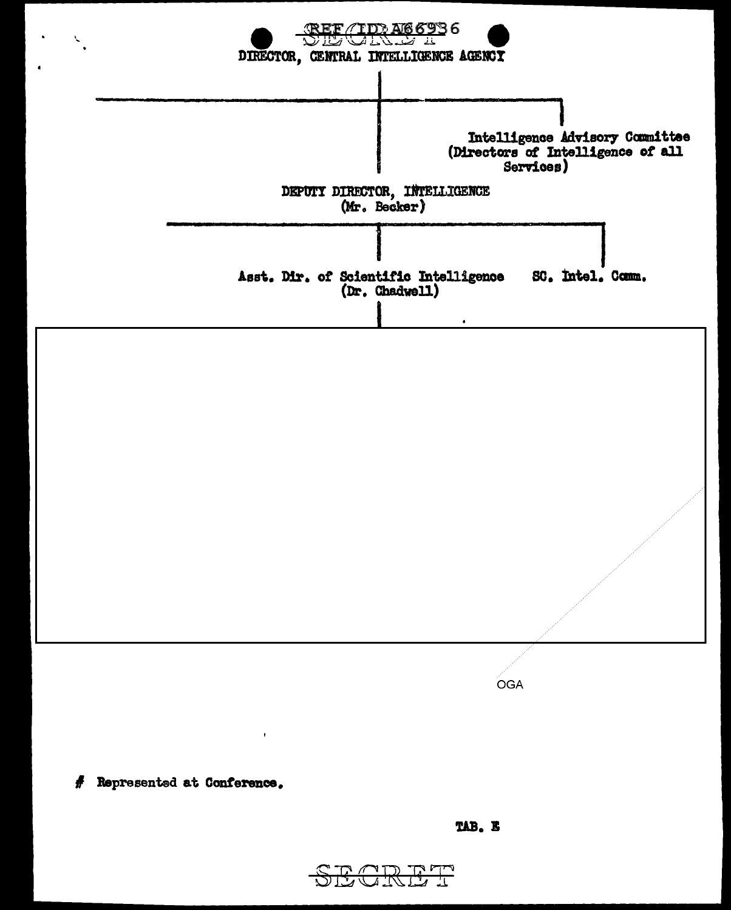REF ID:A66936

SECRET

DIRECTOR, CENTRAL INTELLIGENCE AGENCY

Intelligence Advisory Committee
(Directors of Intelligence of all Services)

DEPUTY DIRECTOR, INTELLIGENCE
(Mr. Becker)

Asst. Dir. of Scientific Intelligence
(Dr. Chadwell)

SC. Intel. Comm.

OGA

# Represented at Conference.

TAB. E

SECRET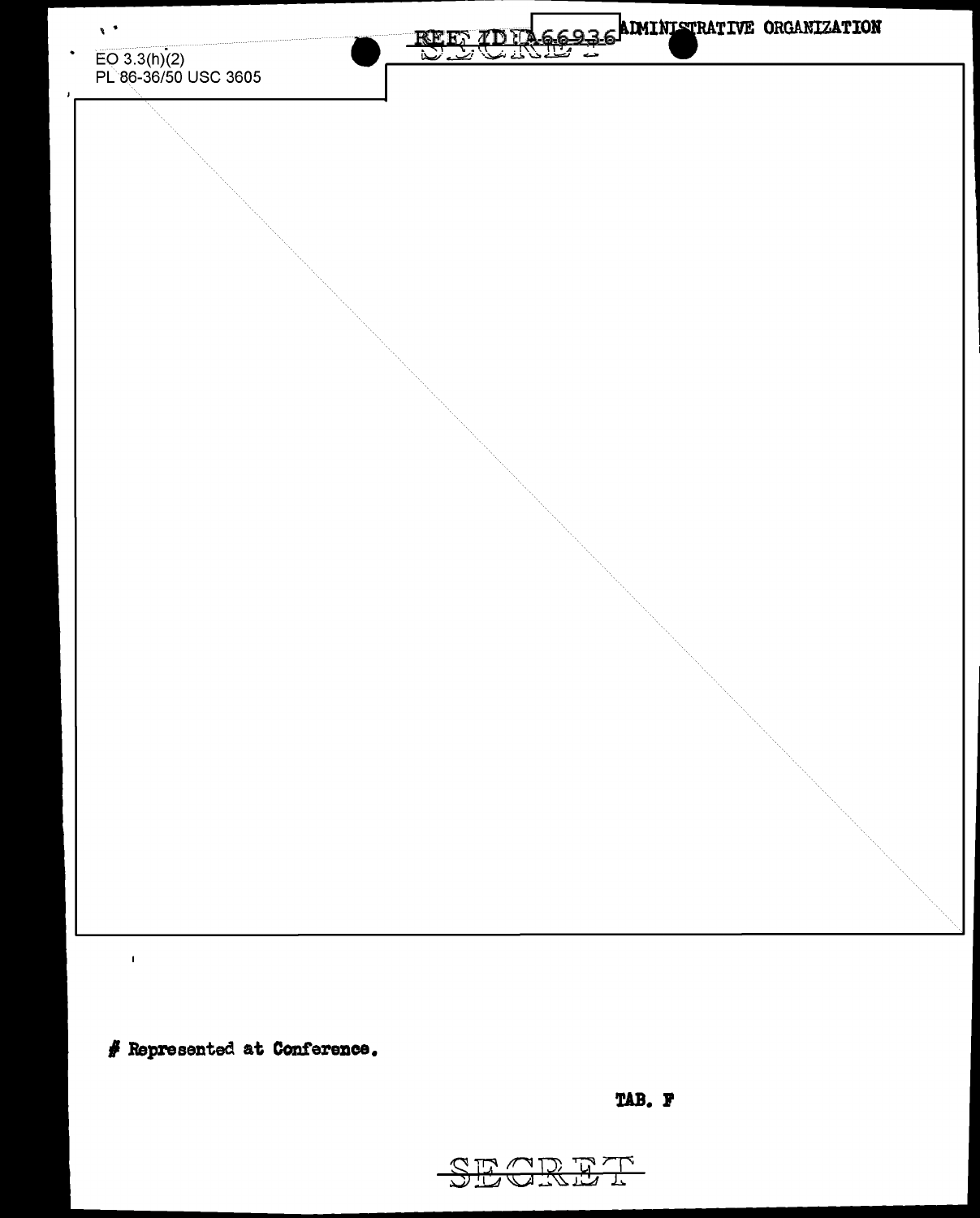EO 3.3(h)(2)
PL 86-36/50 USC 3605

ADMINISTRATIVE ORGANIZATION

# Represented at Conference.

TAB. F

SECRET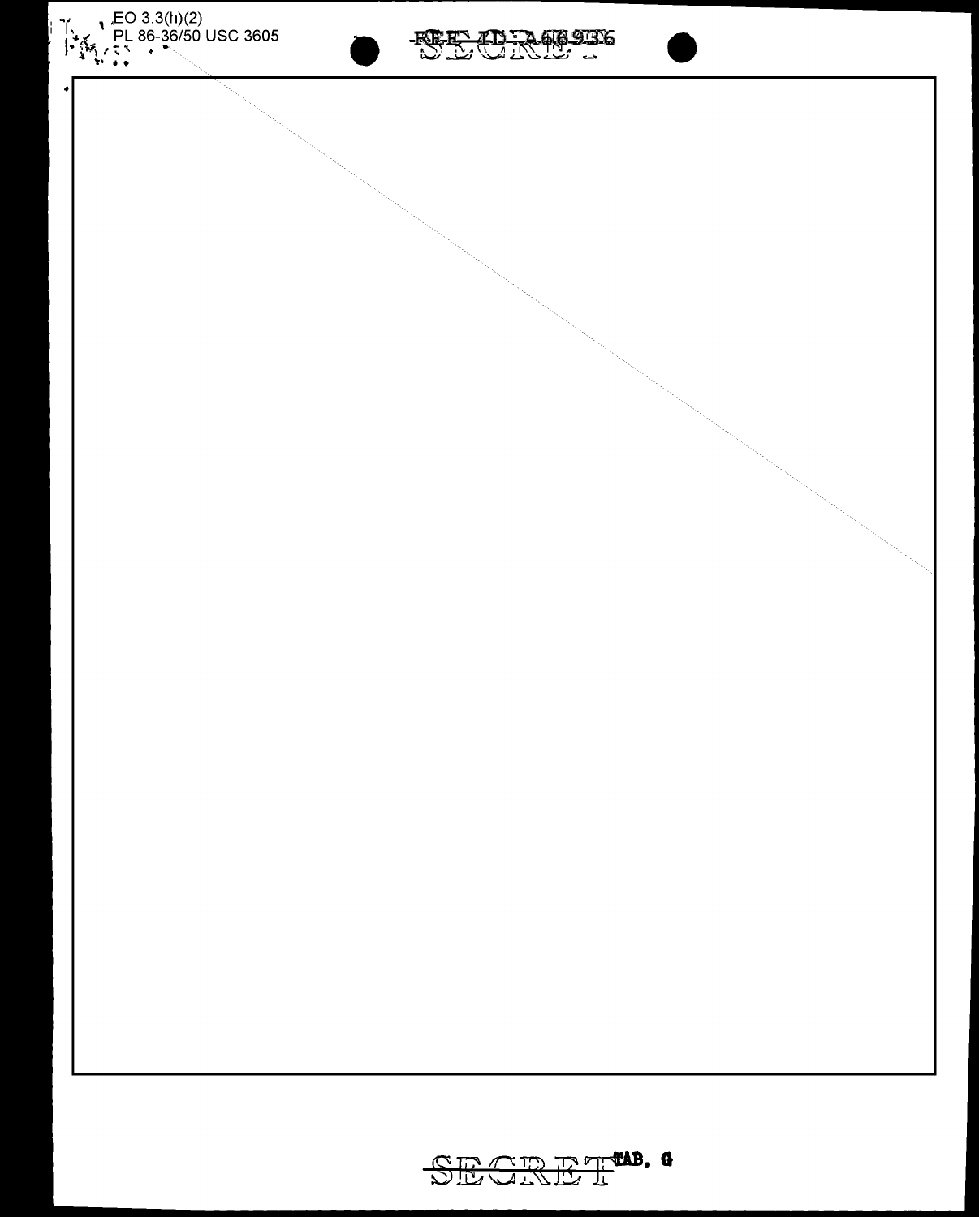EO 3.3(h)(2)
PL 86-36/50 USC 3605

REF ID:A66936

SECRET

SECRET TAB. G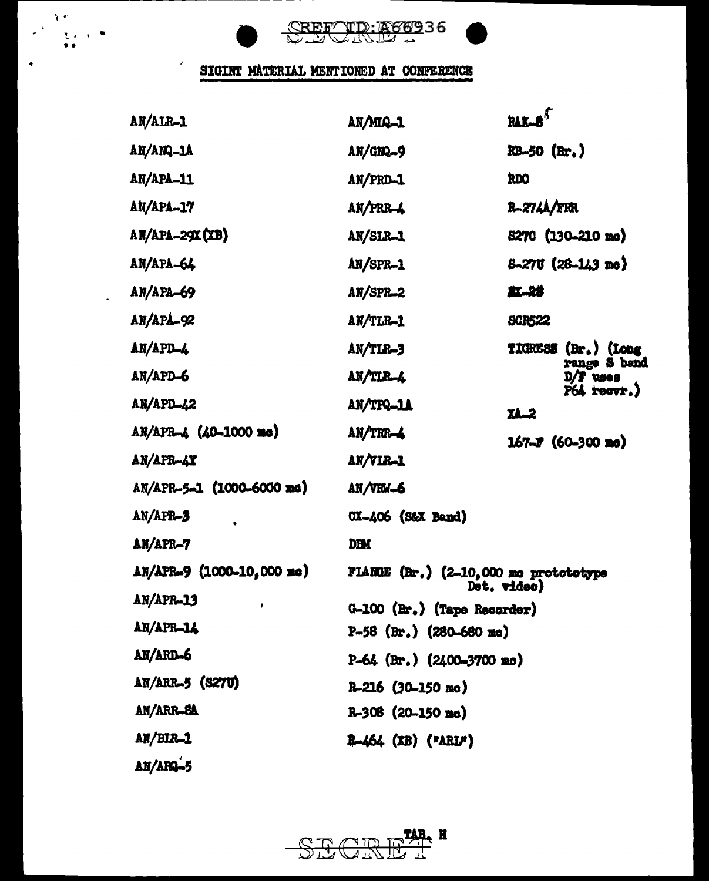SECRET REF ID:A66936

## SIGINT MATERIAL MENTIONED AT CONFERENCE

AN/ALR-1
AN/ANQ-1A
AN/APA-11
AN/APA-17
AN/APA-29X (XB)
AN/APA-64
AN/APA-69
AN/APA-92
AN/APD-4
AN/APD-6
AN/APD-42
AN/APR-4 (40-1000 mc)
AN/APR-4Y
AN/APR-5-1 (1000-6000 mc)
AN/APR-3
AN/APR-7
AN/APR-9 (1000-10,000 mc)
AN/APR-13
AN/APR-14
AN/ARD-6
AN/ARR-5 (S27U)
AN/ARR-8A
AN/BLR-1
AN/ARQ-5

AN/MLQ-1
AN/GNQ-9
AN/PRD-1
AN/PRR-4
AN/SLR-1
AN/SPR-1
AN/SPR-2
AN/TLR-1
AN/TLR-3
AN/TLR-4
AN/TPQ-1A
AN/TRR-4
AN/VLR-1
AN/VRW-6
CX-406 (S&X Band)
DBM
FLANGE (Br.) (2-10,000 mc prototype Det. video)
G-100 (Br.) (Tape Recorder)
P-58 (Br.) (280-680 mc)
P-64 (Br.) (2400-3700 mc)
R-216 (30-150 mc)
R-308 (20-150 mc)
R-464 (XB) ("ARL")

RAK-8
RB-50 (Br.)
RDO
R-274A/FRR
S27C (130-210 mc)
S-27U (28-143 mc)
SX-28
SCR522
TIGRESS (Br.) (Long range S band D/F uses P64 recvr.)
XA-2
167-F (60-300 mc)

SECRET

TAB. H